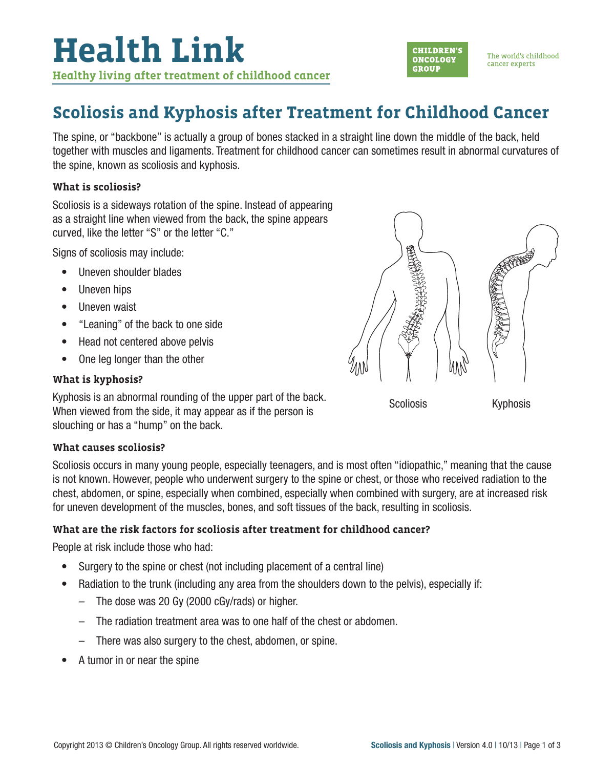# Health Link

**Healthy living after treatment of childhood cancer**

CHILDREN'S ONCOLOGY GROUP

The world's childhood cancer experts

## Scoliosis and Kyphosis after Treatment for Childhood Cancer

The spine, or "backbone" is actually a group of bones stacked in a straight line down the middle of the back, held together with muscles and ligaments. Treatment for childhood cancer can sometimes result in abnormal curvatures of the spine, known as scoliosis and kyphosis.

### What is scoliosis?

Scoliosis is a sideways rotation of the spine. Instead of appearing as a straight line when viewed from the back, the spine appears curved, like the letter "S" or the letter "C."

Signs of scoliosis may include:

- Uneven shoulder blades
- Uneven hips
- Uneven waist
- "Leaning" of the back to one side
- Head not centered above pelvis
- One leg longer than the other

Scoliosis Kyphosis

### What is kyphosis?

Kyphosis is an abnormal rounding of the upper part of the back. When viewed from the side, it may appear as if the person is slouching or has a "hump" on the back.

### What causes scoliosis?

Scoliosis occurs in many young people, especially teenagers, and is most often "idiopathic," meaning that the cause is not known. However, people who underwent surgery to the spine or chest, or those who received radiation to the chest, abdomen, or spine, especially when combined, especially when combined with surgery, are at increased risk for uneven development of the muscles, bones, and soft tissues of the back, resulting in scoliosis.

### What are the risk factors for scoliosis after treatment for childhood cancer?

People at risk include those who had:

- Surgery to the spine or chest (not including placement of a central line)
- Radiation to the trunk (including any area from the shoulders down to the pelvis), especially if:
  - The dose was 20 Gy (2000 cGy/rads) or higher.
  - The radiation treatment area was to one half of the chest or abdomen.
  - There was also surgery to the chest, abdomen, or spine.
- A tumor in or near the spine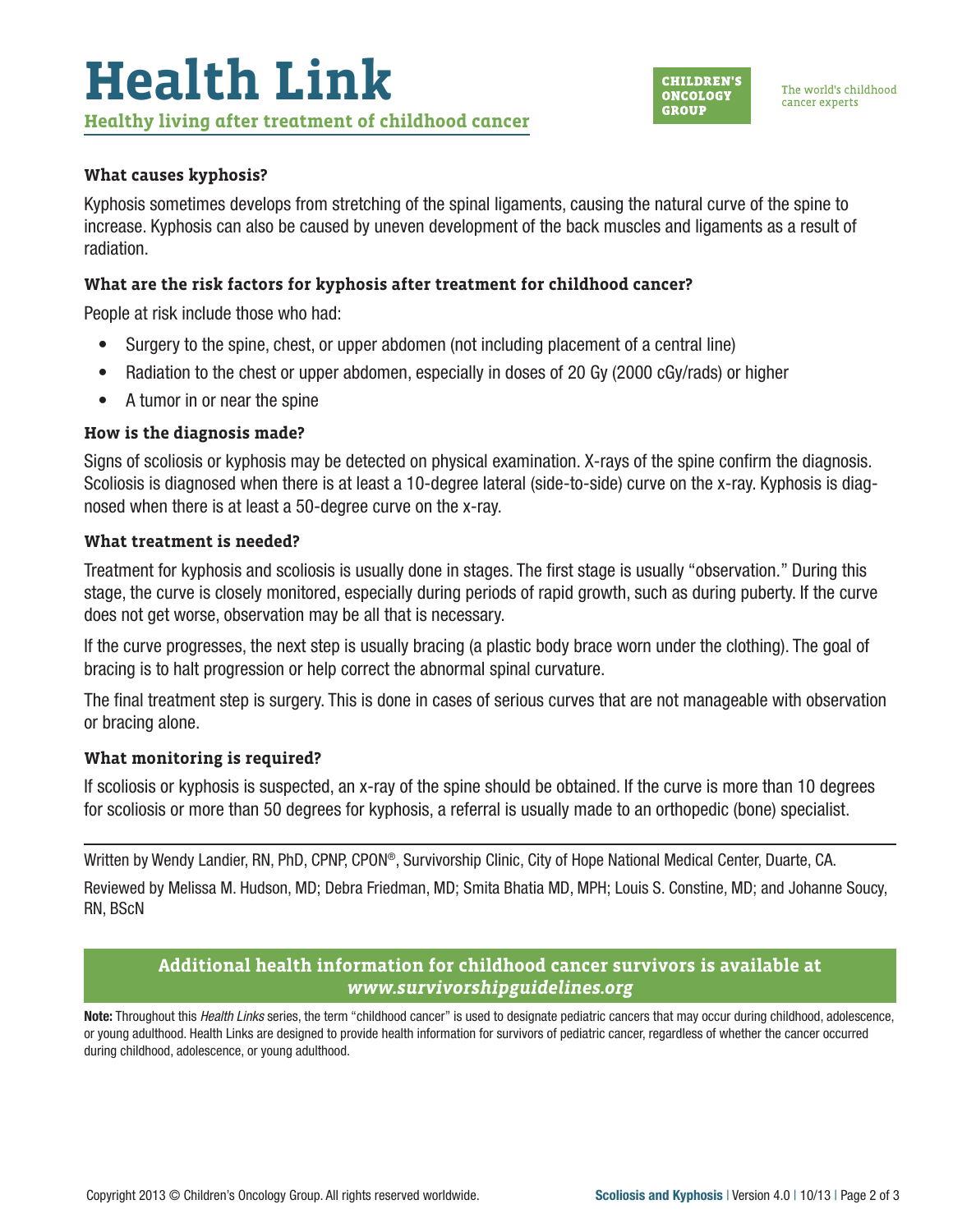### What causes kyphosis?

Kyphosis sometimes develops from stretching of the spinal ligaments, causing the natural curve of the spine to increase. Kyphosis can also be caused by uneven development of the back muscles and ligaments as a result of radiation.

### What are the risk factors for kyphosis after treatment for childhood cancer?

People at risk include those who had:

- Surgery to the spine, chest, or upper abdomen (not including placement of a central line)
- Radiation to the chest or upper abdomen, especially in doses of 20 Gy (2000 cGy/rads) or higher
- A tumor in or near the spine

### How is the diagnosis made?

Signs of scoliosis or kyphosis may be detected on physical examination. X-rays of the spine confirm the diagnosis. Scoliosis is diagnosed when there is at least a 10-degree lateral (side-to-side) curve on the x-ray. Kyphosis is diagnosed when there is at least a 50-degree curve on the x-ray.

### What treatment is needed?

Treatment for kyphosis and scoliosis is usually done in stages. The first stage is usually "observation." During this stage, the curve is closely monitored, especially during periods of rapid growth, such as during puberty. If the curve does not get worse, observation may be all that is necessary.

If the curve progresses, the next step is usually bracing (a plastic body brace worn under the clothing). The goal of bracing is to halt progression or help correct the abnormal spinal curvature.

The final treatment step is surgery. This is done in cases of serious curves that are not manageable with observation or bracing alone.

### What monitoring is required?

If scoliosis or kyphosis is suspected, an x-ray of the spine should be obtained. If the curve is more than 10 degrees for scoliosis or more than 50 degrees for kyphosis, a referral is usually made to an orthopedic (bone) specialist.

---

Written by Wendy Landier, RN, PhD, CPNP, CPON®, Survivorship Clinic, City of Hope National Medical Center, Duarte, CA.

Reviewed by Melissa M. Hudson, MD; Debra Friedman, MD; Smita Bhatia MD, MPH; Louis S. Constine, MD; and Johanne Soucy, RN, BScN

**Additional health information for childhood cancer survivors is available at *www.survivorshipguidelines.org***

**Note:** Throughout this *Health Links* series, the term "childhood cancer" is used to designate pediatric cancers that may occur during childhood, adolescence, or young adulthood. Health Links are designed to provide health information for survivors of pediatric cancer, regardless of whether the cancer occurred during childhood, adolescence, or young adulthood.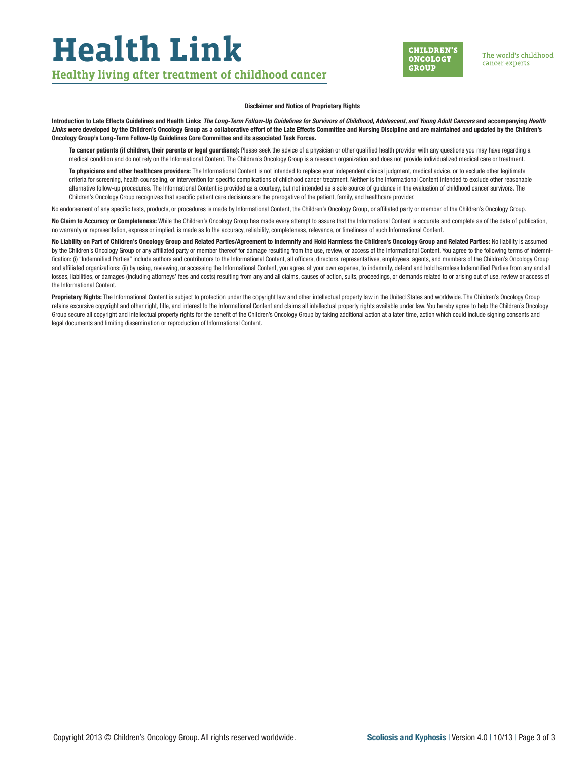**Disclaimer and Notice of Proprietary Rights**

**Introduction to Late Effects Guidelines and Health Links:** ***The Long-Term Follow-Up Guidelines for Survivors of Childhood, Adolescent, and Young Adult Cancers*** **and accompanying** ***Health Links*** **were developed by the Children's Oncology Group as a collaborative effort of the Late Effects Committee and Nursing Discipline and are maintained and updated by the Children's Oncology Group's Long-Term Follow-Up Guidelines Core Committee and its associated Task Forces.**

**To cancer patients (if children, their parents or legal guardians):** Please seek the advice of a physician or other qualified health provider with any questions you may have regarding a medical condition and do not rely on the Informational Content. The Children's Oncology Group is a research organization and does not provide individualized medical care or treatment.

**To physicians and other healthcare providers:** The Informational Content is not intended to replace your independent clinical judgment, medical advice, or to exclude other legitimate criteria for screening, health counseling, or intervention for specific complications of childhood cancer treatment. Neither is the Informational Content intended to exclude other reasonable alternative follow-up procedures. The Informational Content is provided as a courtesy, but not intended as a sole source of guidance in the evaluation of childhood cancer survivors. The Children's Oncology Group recognizes that specific patient care decisions are the prerogative of the patient, family, and healthcare provider.

No endorsement of any specific tests, products, or procedures is made by Informational Content, the Children's Oncology Group, or affiliated party or member of the Children's Oncology Group.

**No Claim to Accuracy or Completeness:** While the Children's Oncology Group has made every attempt to assure that the Informational Content is accurate and complete as of the date of publication, no warranty or representation, express or implied, is made as to the accuracy, reliability, completeness, relevance, or timeliness of such Informational Content.

**No Liability on Part of Children's Oncology Group and Related Parties/Agreement to Indemnify and Hold Harmless the Children's Oncology Group and Related Parties:** No liability is assumed by the Children's Oncology Group or any affiliated party or member thereof for damage resulting from the use, review, or access of the Informational Content. You agree to the following terms of indemnification: (i) "Indemnified Parties" include authors and contributors to the Informational Content, all officers, directors, representatives, employees, agents, and members of the Children's Oncology Group and affiliated organizations; (ii) by using, reviewing, or accessing the Informational Content, you agree, at your own expense, to indemnify, defend and hold harmless Indemnified Parties from any and all losses, liabilities, or damages (including attorneys' fees and costs) resulting from any and all claims, causes of action, suits, proceedings, or demands related to or arising out of use, review or access of the Informational Content.

**Proprietary Rights:** The Informational Content is subject to protection under the copyright law and other intellectual property law in the United States and worldwide. The Children's Oncology Group retains excursive copyright and other right, title, and interest to the Informational Content and claims all intellectual property rights available under law. You hereby agree to help the Children's Oncology Group secure all copyright and intellectual property rights for the benefit of the Children's Oncology Group by taking additional action at a later time, action which could include signing consents and legal documents and limiting dissemination or reproduction of Informational Content.